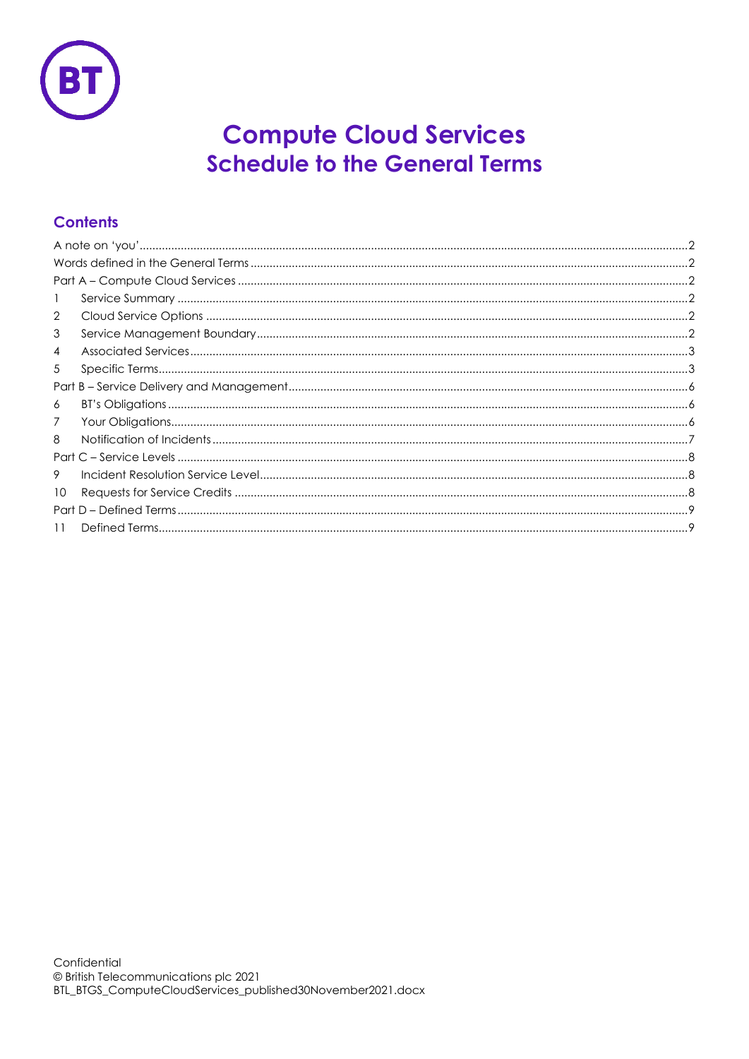# Compute Cloud Services
## Schedule to the General Terms

### Contents

A note on 'you' ..... 2
Words defined in the General Terms ..... 2
Part A – Compute Cloud Services ..... 2
1 Service Summary ..... 2
2 Cloud Service Options ..... 2
3 Service Management Boundary ..... 2
4 Associated Services ..... 3
5 Specific Terms ..... 3
Part B – Service Delivery and Management ..... 6
6 BT's Obligations ..... 6
7 Your Obligations ..... 6
8 Notification of Incidents ..... 7
Part C – Service Levels ..... 8
9 Incident Resolution Service Level ..... 8
10 Requests for Service Credits ..... 8
Part D – Defined Terms ..... 9
11 Defined Terms ..... 9

Confidential
© British Telecommunications plc 2021
BTL_BTGS_ComputeCloudServices_published30November2021.docx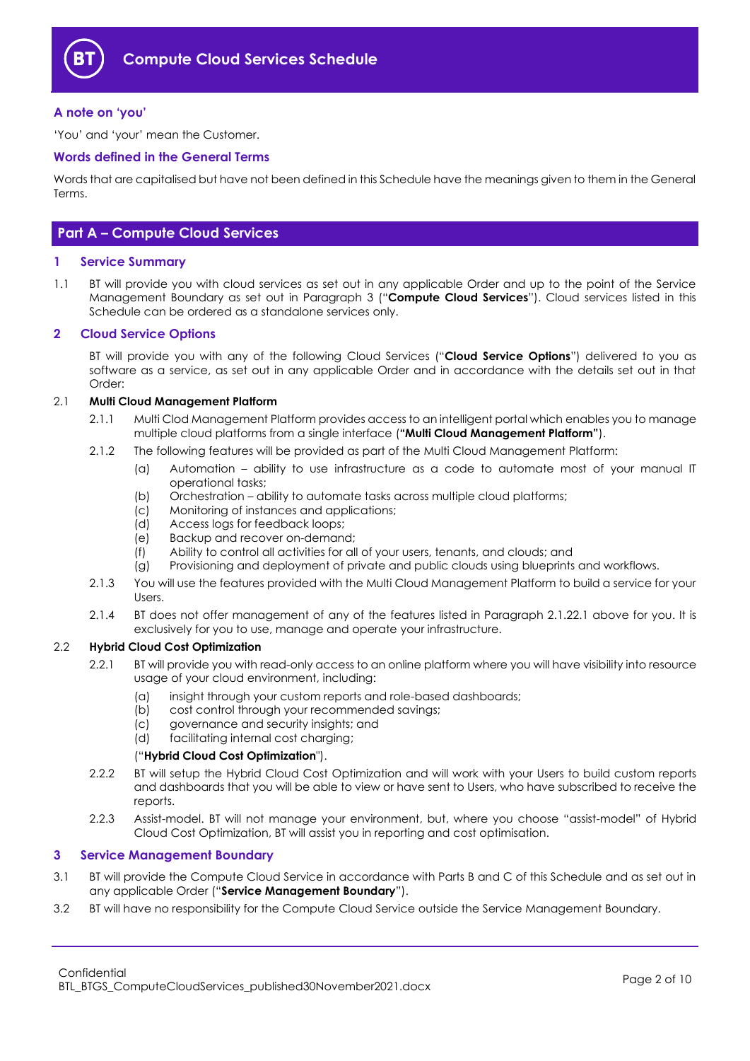# Compute Cloud Services Schedule

### A note on 'you'

'You' and 'your' mean the Customer.

### Words defined in the General Terms

Words that are capitalised but have not been defined in this Schedule have the meanings given to them in the General Terms.

## Part A – Compute Cloud Services

### 1 Service Summary

1.1 BT will provide you with cloud services as set out in any applicable Order and up to the point of the Service Management Boundary as set out in Paragraph 3 ("**Compute Cloud Services**"). Cloud services listed in this Schedule can be ordered as a standalone services only.

### 2 Cloud Service Options

BT will provide you with any of the following Cloud Services ("**Cloud Service Options**") delivered to you as software as a service, as set out in any applicable Order and in accordance with the details set out in that Order:

2.1 **Multi Cloud Management Platform**

2.1.1 Multi Clod Management Platform provides access to an intelligent portal which enables you to manage multiple cloud platforms from a single interface (**"Multi Cloud Management Platform"**).

2.1.2 The following features will be provided as part of the Multi Cloud Management Platform:

(a) Automation – ability to use infrastructure as a code to automate most of your manual IT operational tasks;
(b) Orchestration – ability to automate tasks across multiple cloud platforms;
(c) Monitoring of instances and applications;
(d) Access logs for feedback loops;
(e) Backup and recover on-demand;
(f) Ability to control all activities for all of your users, tenants, and clouds; and
(g) Provisioning and deployment of private and public clouds using blueprints and workflows.

2.1.3 You will use the features provided with the Multi Cloud Management Platform to build a service for your Users.

2.1.4 BT does not offer management of any of the features listed in Paragraph 2.1.22.1 above for you. It is exclusively for you to use, manage and operate your infrastructure.

2.2 **Hybrid Cloud Cost Optimization**

2.2.1 BT will provide you with read-only access to an online platform where you will have visibility into resource usage of your cloud environment, including:

(a) insight through your custom reports and role-based dashboards;
(b) cost control through your recommended savings;
(c) governance and security insights; and
(d) facilitating internal cost charging;

("**Hybrid Cloud Cost Optimization**").

2.2.2 BT will setup the Hybrid Cloud Cost Optimization and will work with your Users to build custom reports and dashboards that you will be able to view or have sent to Users, who have subscribed to receive the reports.

2.2.3 Assist-model. BT will not manage your environment, but, where you choose "assist-model" of Hybrid Cloud Cost Optimization, BT will assist you in reporting and cost optimisation.

### 3 Service Management Boundary

3.1 BT will provide the Compute Cloud Service in accordance with Parts B and C of this Schedule and as set out in any applicable Order ("**Service Management Boundary**").

3.2 BT will have no responsibility for the Compute Cloud Service outside the Service Management Boundary.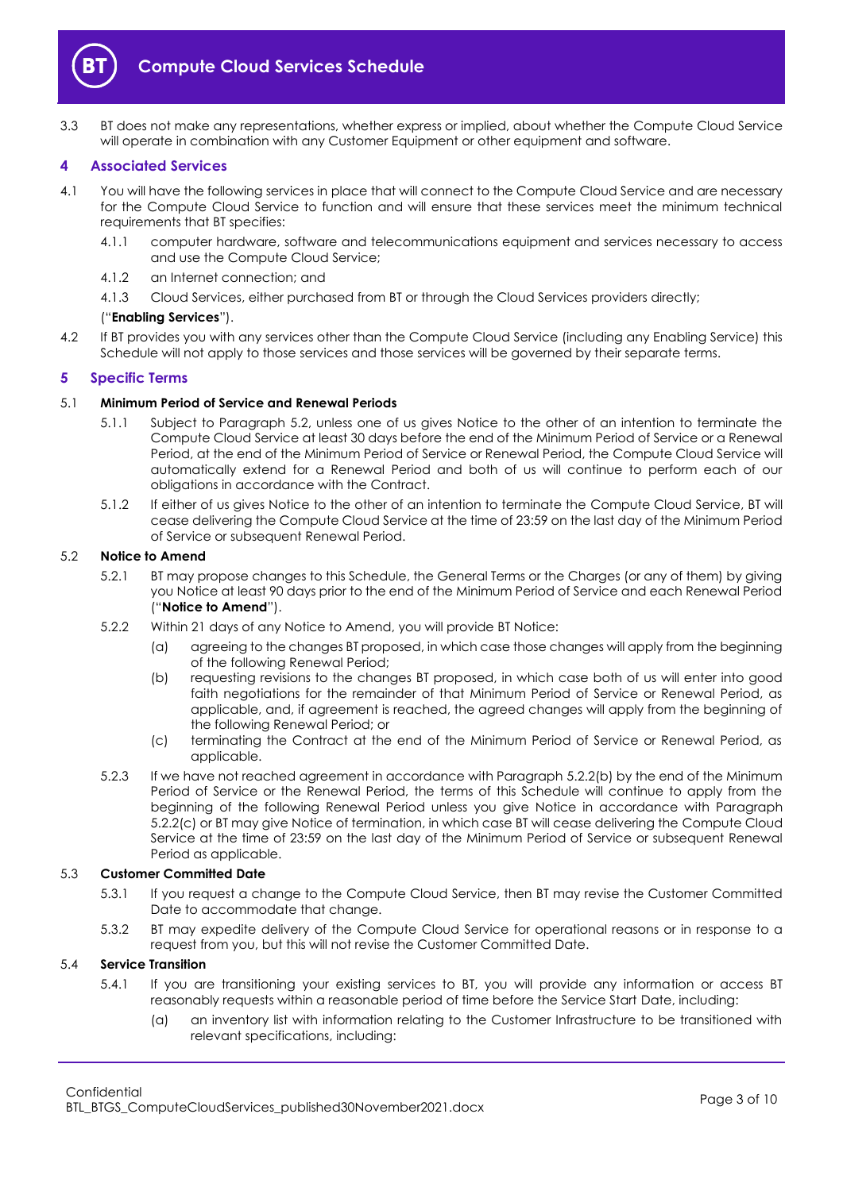3.3 BT does not make any representations, whether express or implied, about whether the Compute Cloud Service will operate in combination with any Customer Equipment or other equipment and software.

## 4 Associated Services

4.1 You will have the following services in place that will connect to the Compute Cloud Service and are necessary for the Compute Cloud Service to function and will ensure that these services meet the minimum technical requirements that BT specifies:

4.1.1 computer hardware, software and telecommunications equipment and services necessary to access and use the Compute Cloud Service;

4.1.2 an Internet connection; and

4.1.3 Cloud Services, either purchased from BT or through the Cloud Services providers directly;

("**Enabling Services**").

4.2 If BT provides you with any services other than the Compute Cloud Service (including any Enabling Service) this Schedule will not apply to those services and those services will be governed by their separate terms.

## 5 Specific Terms

### 5.1 Minimum Period of Service and Renewal Periods

5.1.1 Subject to Paragraph 5.2, unless one of us gives Notice to the other of an intention to terminate the Compute Cloud Service at least 30 days before the end of the Minimum Period of Service or a Renewal Period, at the end of the Minimum Period of Service or Renewal Period, the Compute Cloud Service will automatically extend for a Renewal Period and both of us will continue to perform each of our obligations in accordance with the Contract.

5.1.2 If either of us gives Notice to the other of an intention to terminate the Compute Cloud Service, BT will cease delivering the Compute Cloud Service at the time of 23:59 on the last day of the Minimum Period of Service or subsequent Renewal Period.

### 5.2 Notice to Amend

5.2.1 BT may propose changes to this Schedule, the General Terms or the Charges (or any of them) by giving you Notice at least 90 days prior to the end of the Minimum Period of Service and each Renewal Period ("**Notice to Amend**").

5.2.2 Within 21 days of any Notice to Amend, you will provide BT Notice:

(a) agreeing to the changes BT proposed, in which case those changes will apply from the beginning of the following Renewal Period;

(b) requesting revisions to the changes BT proposed, in which case both of us will enter into good faith negotiations for the remainder of that Minimum Period of Service or Renewal Period, as applicable, and, if agreement is reached, the agreed changes will apply from the beginning of the following Renewal Period; or

(c) terminating the Contract at the end of the Minimum Period of Service or Renewal Period, as applicable.

5.2.3 If we have not reached agreement in accordance with Paragraph 5.2.2(b) by the end of the Minimum Period of Service or the Renewal Period, the terms of this Schedule will continue to apply from the beginning of the following Renewal Period unless you give Notice in accordance with Paragraph 5.2.2(c) or BT may give Notice of termination, in which case BT will cease delivering the Compute Cloud Service at the time of 23:59 on the last day of the Minimum Period of Service or subsequent Renewal Period as applicable.

### 5.3 Customer Committed Date

5.3.1 If you request a change to the Compute Cloud Service, then BT may revise the Customer Committed Date to accommodate that change.

5.3.2 BT may expedite delivery of the Compute Cloud Service for operational reasons or in response to a request from you, but this will not revise the Customer Committed Date.

### 5.4 Service Transition

5.4.1 If you are transitioning your existing services to BT, you will provide any information or access BT reasonably requests within a reasonable period of time before the Service Start Date, including:

(a) an inventory list with information relating to the Customer Infrastructure to be transitioned with relevant specifications, including: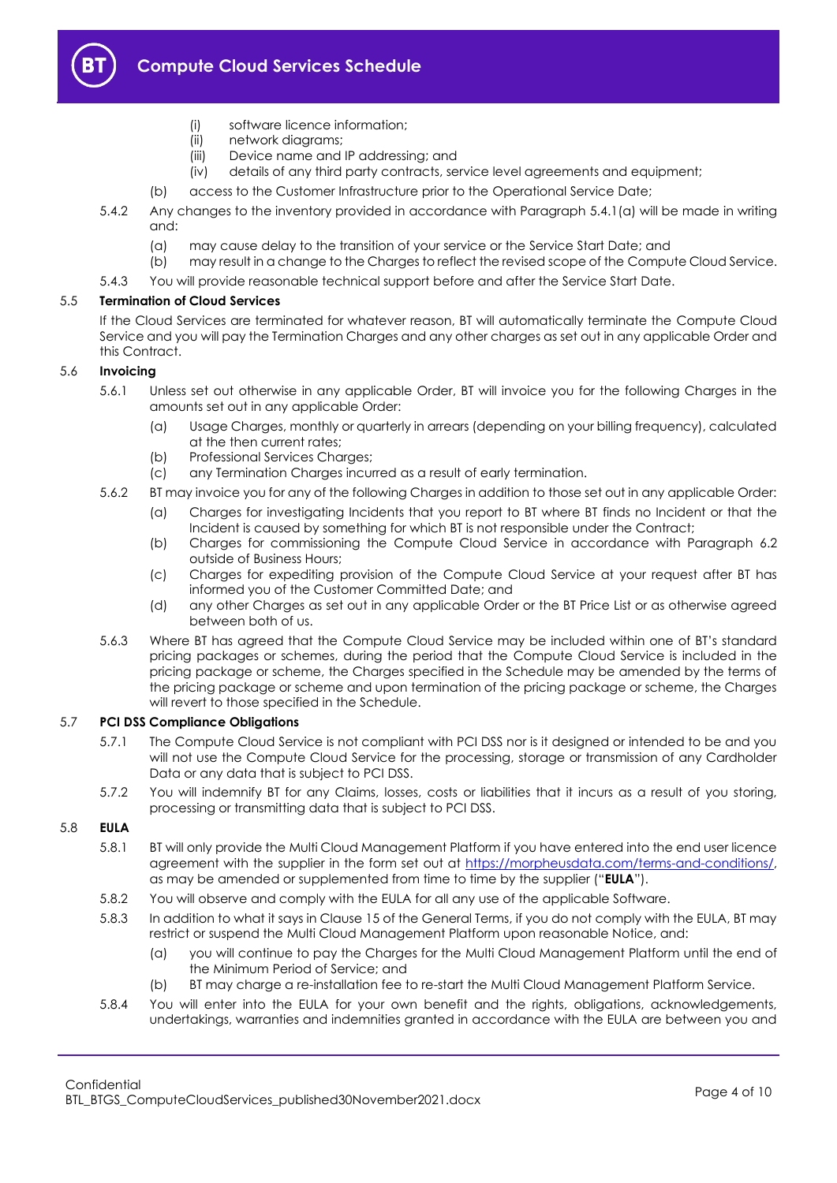(i) software licence information;
(ii) network diagrams;
(iii) Device name and IP addressing; and
(iv) details of any third party contracts, service level agreements and equipment;

(b) access to the Customer Infrastructure prior to the Operational Service Date;

5.4.2 Any changes to the inventory provided in accordance with Paragraph 5.4.1(a) will be made in writing and:

(a) may cause delay to the transition of your service or the Service Start Date; and
(b) may result in a change to the Charges to reflect the revised scope of the Compute Cloud Service.

5.4.3 You will provide reasonable technical support before and after the Service Start Date.

### 5.5 Termination of Cloud Services

If the Cloud Services are terminated for whatever reason, BT will automatically terminate the Compute Cloud Service and you will pay the Termination Charges and any other charges as set out in any applicable Order and this Contract.

### 5.6 Invoicing

5.6.1 Unless set out otherwise in any applicable Order, BT will invoice you for the following Charges in the amounts set out in any applicable Order:

(a) Usage Charges, monthly or quarterly in arrears (depending on your billing frequency), calculated at the then current rates;
(b) Professional Services Charges;
(c) any Termination Charges incurred as a result of early termination.

5.6.2 BT may invoice you for any of the following Charges in addition to those set out in any applicable Order:

(a) Charges for investigating Incidents that you report to BT where BT finds no Incident or that the Incident is caused by something for which BT is not responsible under the Contract;
(b) Charges for commissioning the Compute Cloud Service in accordance with Paragraph 6.2 outside of Business Hours;
(c) Charges for expediting provision of the Compute Cloud Service at your request after BT has informed you of the Customer Committed Date; and
(d) any other Charges as set out in any applicable Order or the BT Price List or as otherwise agreed between both of us.

5.6.3 Where BT has agreed that the Compute Cloud Service may be included within one of BT's standard pricing packages or schemes, during the period that the Compute Cloud Service is included in the pricing package or scheme, the Charges specified in the Schedule may be amended by the terms of the pricing package or scheme and upon termination of the pricing package or scheme, the Charges will revert to those specified in the Schedule.

### 5.7 PCI DSS Compliance Obligations

5.7.1 The Compute Cloud Service is not compliant with PCI DSS nor is it designed or intended to be and you will not use the Compute Cloud Service for the processing, storage or transmission of any Cardholder Data or any data that is subject to PCI DSS.

5.7.2 You will indemnify BT for any Claims, losses, costs or liabilities that it incurs as a result of you storing, processing or transmitting data that is subject to PCI DSS.

### 5.8 EULA

5.8.1 BT will only provide the Multi Cloud Management Platform if you have entered into the end user licence agreement with the supplier in the form set out at https://morpheusdata.com/terms-and-conditions/, as may be amended or supplemented from time to time by the supplier ("**EULA**").

5.8.2 You will observe and comply with the EULA for all any use of the applicable Software.

5.8.3 In addition to what it says in Clause 15 of the General Terms, if you do not comply with the EULA, BT may restrict or suspend the Multi Cloud Management Platform upon reasonable Notice, and:

(a) you will continue to pay the Charges for the Multi Cloud Management Platform until the end of the Minimum Period of Service; and
(b) BT may charge a re-installation fee to re-start the Multi Cloud Management Platform Service.

5.8.4 You will enter into the EULA for your own benefit and the rights, obligations, acknowledgements, undertakings, warranties and indemnities granted in accordance with the EULA are between you and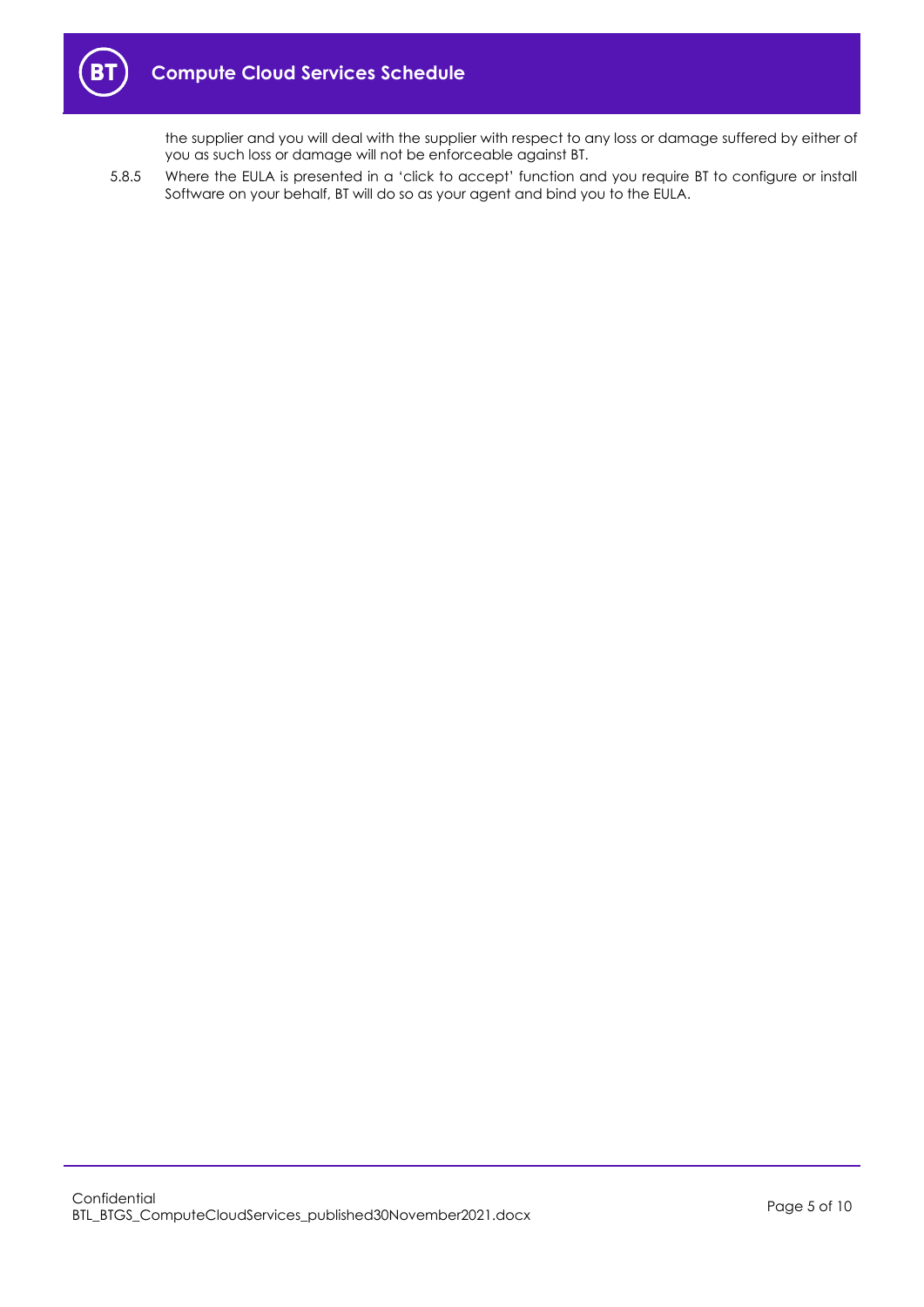the supplier and you will deal with the supplier with respect to any loss or damage suffered by either of you as such loss or damage will not be enforceable against BT.

5.8.5 Where the EULA is presented in a 'click to accept' function and you require BT to configure or install Software on your behalf, BT will do so as your agent and bind you to the EULA.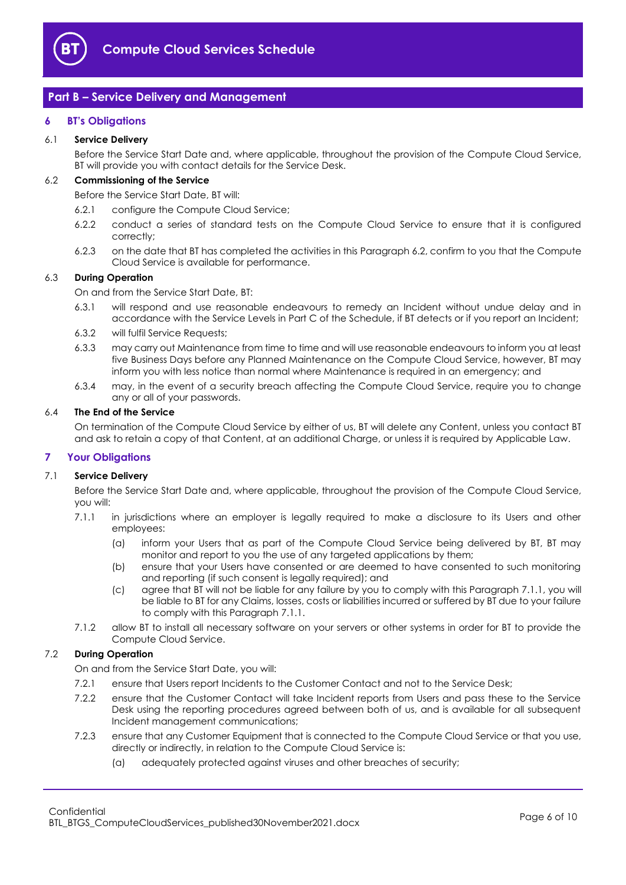## Part B – Service Delivery and Management

### 6 BT's Obligations

**6.1 Service Delivery**

Before the Service Start Date and, where applicable, throughout the provision of the Compute Cloud Service, BT will provide you with contact details for the Service Desk.

**6.2 Commissioning of the Service**

Before the Service Start Date, BT will:

6.2.1 configure the Compute Cloud Service;

6.2.2 conduct a series of standard tests on the Compute Cloud Service to ensure that it is configured correctly;

6.2.3 on the date that BT has completed the activities in this Paragraph 6.2, confirm to you that the Compute Cloud Service is available for performance.

**6.3 During Operation**

On and from the Service Start Date, BT:

6.3.1 will respond and use reasonable endeavours to remedy an Incident without undue delay and in accordance with the Service Levels in Part C of the Schedule, if BT detects or if you report an Incident;

6.3.2 will fulfil Service Requests;

6.3.3 may carry out Maintenance from time to time and will use reasonable endeavours to inform you at least five Business Days before any Planned Maintenance on the Compute Cloud Service, however, BT may inform you with less notice than normal where Maintenance is required in an emergency; and

6.3.4 may, in the event of a security breach affecting the Compute Cloud Service, require you to change any or all of your passwords.

**6.4 The End of the Service**

On termination of the Compute Cloud Service by either of us, BT will delete any Content, unless you contact BT and ask to retain a copy of that Content, at an additional Charge, or unless it is required by Applicable Law.

### 7 Your Obligations

**7.1 Service Delivery**

Before the Service Start Date and, where applicable, throughout the provision of the Compute Cloud Service, you will:

7.1.1 in jurisdictions where an employer is legally required to make a disclosure to its Users and other employees:

(a) inform your Users that as part of the Compute Cloud Service being delivered by BT, BT may monitor and report to you the use of any targeted applications by them;

(b) ensure that your Users have consented or are deemed to have consented to such monitoring and reporting (if such consent is legally required); and

(c) agree that BT will not be liable for any failure by you to comply with this Paragraph 7.1.1, you will be liable to BT for any Claims, losses, costs or liabilities incurred or suffered by BT due to your failure to comply with this Paragraph 7.1.1.

7.1.2 allow BT to install all necessary software on your servers or other systems in order for BT to provide the Compute Cloud Service.

**7.2 During Operation**

On and from the Service Start Date, you will:

7.2.1 ensure that Users report Incidents to the Customer Contact and not to the Service Desk;

7.2.2 ensure that the Customer Contact will take Incident reports from Users and pass these to the Service Desk using the reporting procedures agreed between both of us, and is available for all subsequent Incident management communications;

7.2.3 ensure that any Customer Equipment that is connected to the Compute Cloud Service or that you use, directly or indirectly, in relation to the Compute Cloud Service is:

(a) adequately protected against viruses and other breaches of security;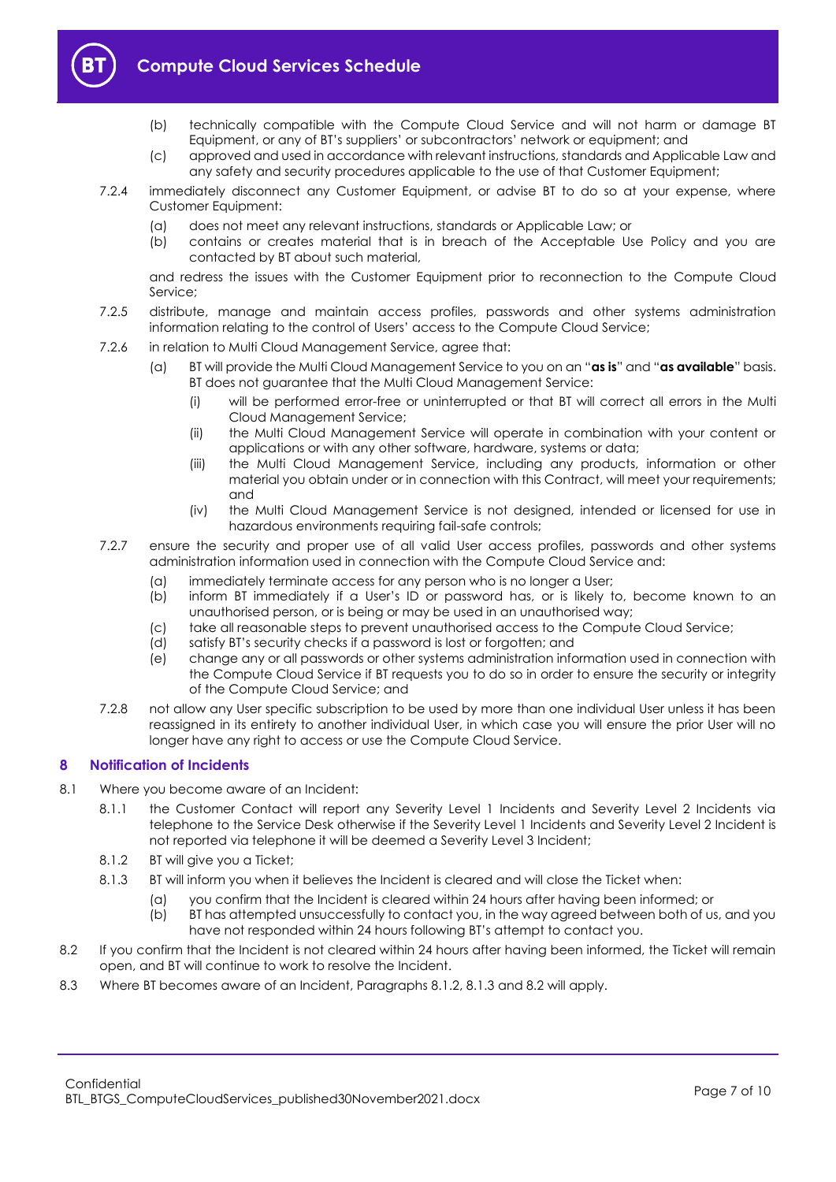(b) technically compatible with the Compute Cloud Service and will not harm or damage BT Equipment, or any of BT's suppliers' or subcontractors' network or equipment; and

(c) approved and used in accordance with relevant instructions, standards and Applicable Law and any safety and security procedures applicable to the use of that Customer Equipment;

7.2.4 immediately disconnect any Customer Equipment, or advise BT to do so at your expense, where Customer Equipment:

(a) does not meet any relevant instructions, standards or Applicable Law; or

(b) contains or creates material that is in breach of the Acceptable Use Policy and you are contacted by BT about such material,

and redress the issues with the Customer Equipment prior to reconnection to the Compute Cloud Service;

7.2.5 distribute, manage and maintain access profiles, passwords and other systems administration information relating to the control of Users' access to the Compute Cloud Service;

7.2.6 in relation to Multi Cloud Management Service, agree that:

(a) BT will provide the Multi Cloud Management Service to you on an "**as is**" and "**as available**" basis. BT does not guarantee that the Multi Cloud Management Service:

(i) will be performed error-free or uninterrupted or that BT will correct all errors in the Multi Cloud Management Service;

(ii) the Multi Cloud Management Service will operate in combination with your content or applications or with any other software, hardware, systems or data;

(iii) the Multi Cloud Management Service, including any products, information or other material you obtain under or in connection with this Contract, will meet your requirements; and

(iv) the Multi Cloud Management Service is not designed, intended or licensed for use in hazardous environments requiring fail-safe controls;

7.2.7 ensure the security and proper use of all valid User access profiles, passwords and other systems administration information used in connection with the Compute Cloud Service and:

(a) immediately terminate access for any person who is no longer a User;

(b) inform BT immediately if a User's ID or password has, or is likely to, become known to an unauthorised person, or is being or may be used in an unauthorised way;

(c) take all reasonable steps to prevent unauthorised access to the Compute Cloud Service;

(d) satisfy BT's security checks if a password is lost or forgotten; and

(e) change any or all passwords or other systems administration information used in connection with the Compute Cloud Service if BT requests you to do so in order to ensure the security or integrity of the Compute Cloud Service; and

7.2.8 not allow any User specific subscription to be used by more than one individual User unless it has been reassigned in its entirety to another individual User, in which case you will ensure the prior User will no longer have any right to access or use the Compute Cloud Service.

## 8 Notification of Incidents

8.1 Where you become aware of an Incident:

8.1.1 the Customer Contact will report any Severity Level 1 Incidents and Severity Level 2 Incidents via telephone to the Service Desk otherwise if the Severity Level 1 Incidents and Severity Level 2 Incident is not reported via telephone it will be deemed a Severity Level 3 Incident;

8.1.2 BT will give you a Ticket;

8.1.3 BT will inform you when it believes the Incident is cleared and will close the Ticket when:

(a) you confirm that the Incident is cleared within 24 hours after having been informed; or

(b) BT has attempted unsuccessfully to contact you, in the way agreed between both of us, and you have not responded within 24 hours following BT's attempt to contact you.

8.2 If you confirm that the Incident is not cleared within 24 hours after having been informed, the Ticket will remain open, and BT will continue to work to resolve the Incident.

8.3 Where BT becomes aware of an Incident, Paragraphs 8.1.2, 8.1.3 and 8.2 will apply.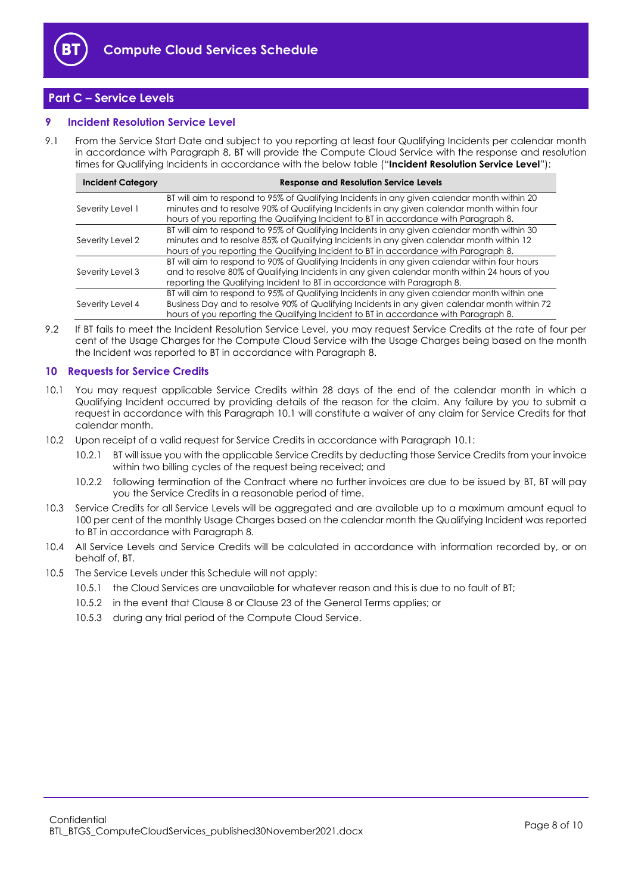## Part C – Service Levels

### 9 Incident Resolution Service Level

9.1 From the Service Start Date and subject to you reporting at least four Qualifying Incidents per calendar month in accordance with Paragraph 8, BT will provide the Compute Cloud Service with the response and resolution times for Qualifying Incidents in accordance with the below table ("**Incident Resolution Service Level**"):

| Incident Category | Response and Resolution Service Levels |
|---|---|
| Severity Level 1 | BT will aim to respond to 95% of Qualifying Incidents in any given calendar month within 20 minutes and to resolve 90% of Qualifying Incidents in any given calendar month within four hours of you reporting the Qualifying Incident to BT in accordance with Paragraph 8. |
| Severity Level 2 | BT will aim to respond to 95% of Qualifying Incidents in any given calendar month within 30 minutes and to resolve 85% of Qualifying Incidents in any given calendar month within 12 hours of you reporting the Qualifying Incident to BT in accordance with Paragraph 8. |
| Severity Level 3 | BT will aim to respond to 90% of Qualifying Incidents in any given calendar within four hours and to resolve 80% of Qualifying Incidents in any given calendar month within 24 hours of you reporting the Qualifying Incident to BT in accordance with Paragraph 8. |
| Severity Level 4 | BT will aim to respond to 95% of Qualifying Incidents in any given calendar month within one Business Day and to resolve 90% of Qualifying Incidents in any given calendar month within 72 hours of you reporting the Qualifying Incident to BT in accordance with Paragraph 8. |

9.2 If BT fails to meet the Incident Resolution Service Level, you may request Service Credits at the rate of four per cent of the Usage Charges for the Compute Cloud Service with the Usage Charges being based on the month the Incident was reported to BT in accordance with Paragraph 8.

### 10 Requests for Service Credits

10.1 You may request applicable Service Credits within 28 days of the end of the calendar month in which a Qualifying Incident occurred by providing details of the reason for the claim. Any failure by you to submit a request in accordance with this Paragraph 10.1 will constitute a waiver of any claim for Service Credits for that calendar month.

10.2 Upon receipt of a valid request for Service Credits in accordance with Paragraph 10.1:

10.2.1 BT will issue you with the applicable Service Credits by deducting those Service Credits from your invoice within two billing cycles of the request being received; and

10.2.2 following termination of the Contract where no further invoices are due to be issued by BT, BT will pay you the Service Credits in a reasonable period of time.

10.3 Service Credits for all Service Levels will be aggregated and are available up to a maximum amount equal to 100 per cent of the monthly Usage Charges based on the calendar month the Qualifying Incident was reported to BT in accordance with Paragraph 8.

10.4 All Service Levels and Service Credits will be calculated in accordance with information recorded by, or on behalf of, BT.

10.5 The Service Levels under this Schedule will not apply:

10.5.1 the Cloud Services are unavailable for whatever reason and this is due to no fault of BT;

10.5.2 in the event that Clause 8 or Clause 23 of the General Terms applies; or

10.5.3 during any trial period of the Compute Cloud Service.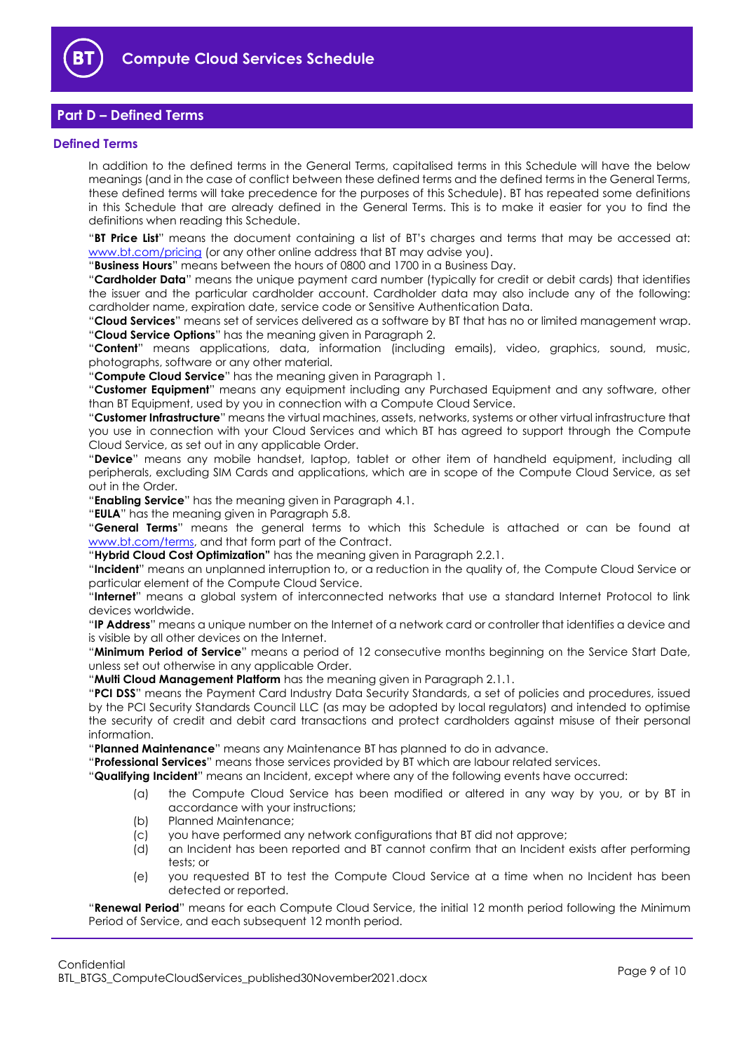## Part D – Defined Terms

### Defined Terms

In addition to the defined terms in the General Terms, capitalised terms in this Schedule will have the below meanings (and in the case of conflict between these defined terms and the defined terms in the General Terms, these defined terms will take precedence for the purposes of this Schedule). BT has repeated some definitions in this Schedule that are already defined in the General Terms. This is to make it easier for you to find the definitions when reading this Schedule.

"**BT Price List**" means the document containing a list of BT's charges and terms that may be accessed at: www.bt.com/pricing (or any other online address that BT may advise you).

"**Business Hours**" means between the hours of 0800 and 1700 in a Business Day.

"**Cardholder Data**" means the unique payment card number (typically for credit or debit cards) that identifies the issuer and the particular cardholder account. Cardholder data may also include any of the following: cardholder name, expiration date, service code or Sensitive Authentication Data.

"**Cloud Services**" means set of services delivered as a software by BT that has no or limited management wrap.

"**Cloud Service Options**" has the meaning given in Paragraph 2.

"**Content**" means applications, data, information (including emails), video, graphics, sound, music, photographs, software or any other material.

"**Compute Cloud Service**" has the meaning given in Paragraph 1.

"**Customer Equipment**" means any equipment including any Purchased Equipment and any software, other than BT Equipment, used by you in connection with a Compute Cloud Service.

"**Customer Infrastructure**" means the virtual machines, assets, networks, systems or other virtual infrastructure that you use in connection with your Cloud Services and which BT has agreed to support through the Compute Cloud Service, as set out in any applicable Order.

"**Device**" means any mobile handset, laptop, tablet or other item of handheld equipment, including all peripherals, excluding SIM Cards and applications, which are in scope of the Compute Cloud Service, as set out in the Order.

"**Enabling Service**" has the meaning given in Paragraph 4.1.

"**EULA**" has the meaning given in Paragraph 5.8.

"**General Terms**" means the general terms to which this Schedule is attached or can be found at www.bt.com/terms, and that form part of the Contract.

"**Hybrid Cloud Cost Optimization"** has the meaning given in Paragraph 2.2.1.

"**Incident**" means an unplanned interruption to, or a reduction in the quality of, the Compute Cloud Service or particular element of the Compute Cloud Service.

"**Internet**" means a global system of interconnected networks that use a standard Internet Protocol to link devices worldwide.

"**IP Address**" means a unique number on the Internet of a network card or controller that identifies a device and is visible by all other devices on the Internet.

"**Minimum Period of Service**" means a period of 12 consecutive months beginning on the Service Start Date, unless set out otherwise in any applicable Order.

"**Multi Cloud Management Platform** has the meaning given in Paragraph 2.1.1.

"**PCI DSS**" means the Payment Card Industry Data Security Standards, a set of policies and procedures, issued by the PCI Security Standards Council LLC (as may be adopted by local regulators) and intended to optimise the security of credit and debit card transactions and protect cardholders against misuse of their personal information.

"**Planned Maintenance**" means any Maintenance BT has planned to do in advance.

"**Professional Services**" means those services provided by BT which are labour related services.

"**Qualifying Incident**" means an Incident, except where any of the following events have occurred:

(a) the Compute Cloud Service has been modified or altered in any way by you, or by BT in accordance with your instructions;

(b) Planned Maintenance;

(c) you have performed any network configurations that BT did not approve;

(d) an Incident has been reported and BT cannot confirm that an Incident exists after performing tests; or

(e) you requested BT to test the Compute Cloud Service at a time when no Incident has been detected or reported.

"**Renewal Period**" means for each Compute Cloud Service, the initial 12 month period following the Minimum Period of Service, and each subsequent 12 month period.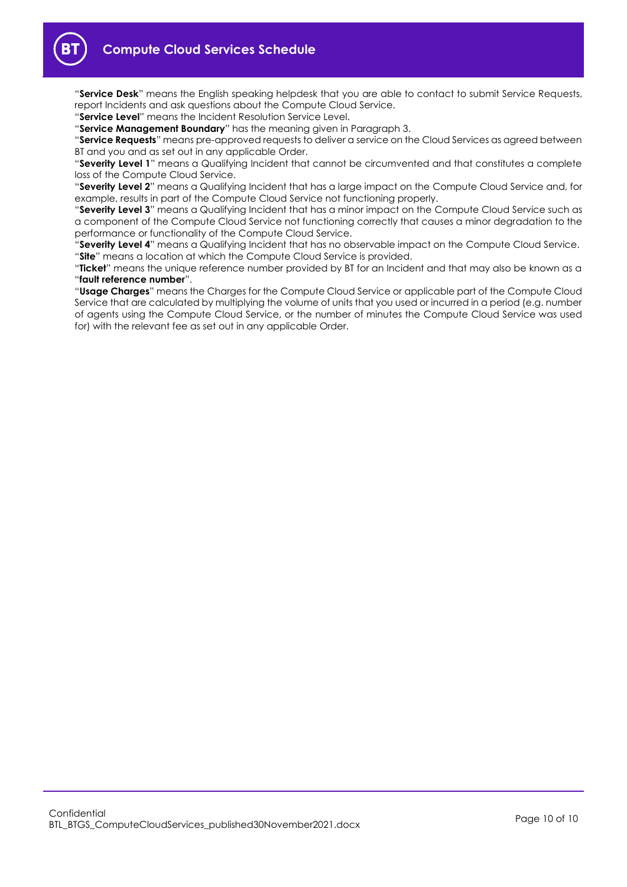"**Service Desk**" means the English speaking helpdesk that you are able to contact to submit Service Requests, report Incidents and ask questions about the Compute Cloud Service.

"**Service Level**" means the Incident Resolution Service Level.

"**Service Management Boundary**" has the meaning given in Paragraph 3.

"**Service Requests**" means pre-approved requests to deliver a service on the Cloud Services as agreed between BT and you and as set out in any applicable Order.

"**Severity Level 1**" means a Qualifying Incident that cannot be circumvented and that constitutes a complete loss of the Compute Cloud Service.

"**Severity Level 2**" means a Qualifying Incident that has a large impact on the Compute Cloud Service and, for example, results in part of the Compute Cloud Service not functioning properly.

"**Severity Level 3**" means a Qualifying Incident that has a minor impact on the Compute Cloud Service such as a component of the Compute Cloud Service not functioning correctly that causes a minor degradation to the performance or functionality of the Compute Cloud Service.

"**Severity Level 4**" means a Qualifying Incident that has no observable impact on the Compute Cloud Service.

"**Site**" means a location at which the Compute Cloud Service is provided.

"**Ticket**" means the unique reference number provided by BT for an Incident and that may also be known as a "**fault reference number**".

"**Usage Charges**" means the Charges for the Compute Cloud Service or applicable part of the Compute Cloud Service that are calculated by multiplying the volume of units that you used or incurred in a period (e.g. number of agents using the Compute Cloud Service, or the number of minutes the Compute Cloud Service was used for) with the relevant fee as set out in any applicable Order.